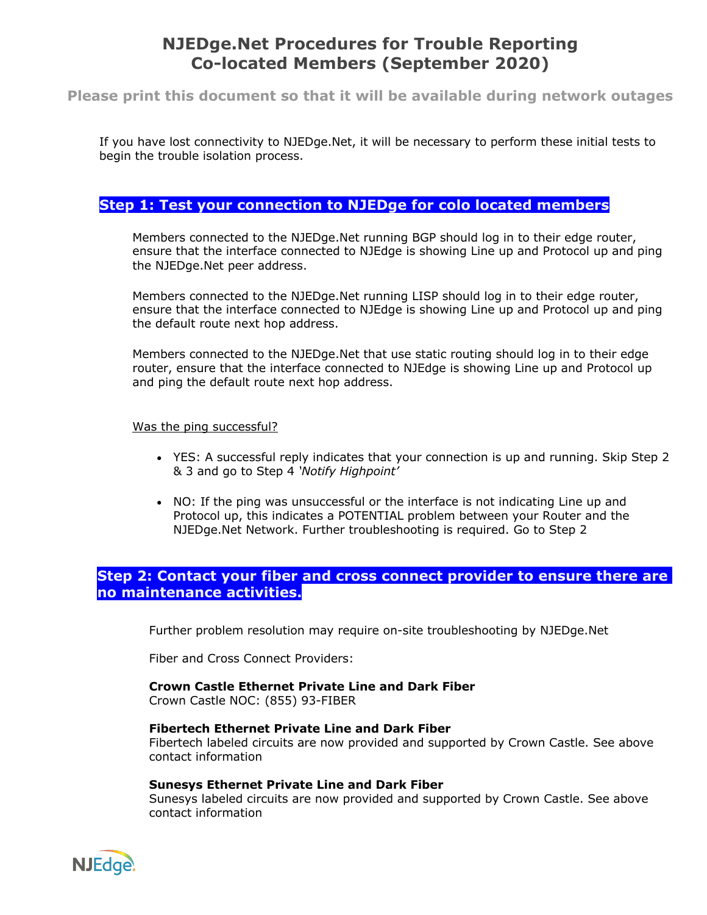# NJEDge.Net Procedures for Trouble Reporting Co-located Members (September 2020)

**Please print this document so that it will be available during network outages**

If you have lost connectivity to NJEDge.Net, it will be necessary to perform these initial tests to begin the trouble isolation process.

## Step 1: Test your connection to NJEDge for colo located members

Members connected to the NJEDge.Net running BGP should log in to their edge router, ensure that the interface connected to NJEdge is showing Line up and Protocol up and ping the NJEDge.Net peer address.

Members connected to the NJEDge.Net running LISP should log in to their edge router, ensure that the interface connected to NJEdge is showing Line up and Protocol up and ping the default route next hop address.

Members connected to the NJEDge.Net that use static routing should log in to their edge router, ensure that the interface connected to NJEdge is showing Line up and Protocol up and ping the default route next hop address.

Was the ping successful?

- YES: A successful reply indicates that your connection is up and running. Skip Step 2 & 3 and go to Step 4 *'Notify Highpoint'*
- NO: If the ping was unsuccessful or the interface is not indicating Line up and Protocol up, this indicates a POTENTIAL problem between your Router and the NJEDge.Net Network. Further troubleshooting is required. Go to Step 2

## Step 2: Contact your fiber and cross connect provider to ensure there are no maintenance activities.

Further problem resolution may require on-site troubleshooting by NJEDge.Net

Fiber and Cross Connect Providers:

**Crown Castle Ethernet Private Line and Dark Fiber**
Crown Castle NOC: (855) 93-FIBER

**Fibertech Ethernet Private Line and Dark Fiber**
Fibertech labeled circuits are now provided and supported by Crown Castle. See above contact information

**Sunesys Ethernet Private Line and Dark Fiber**
Sunesys labeled circuits are now provided and supported by Crown Castle. See above contact information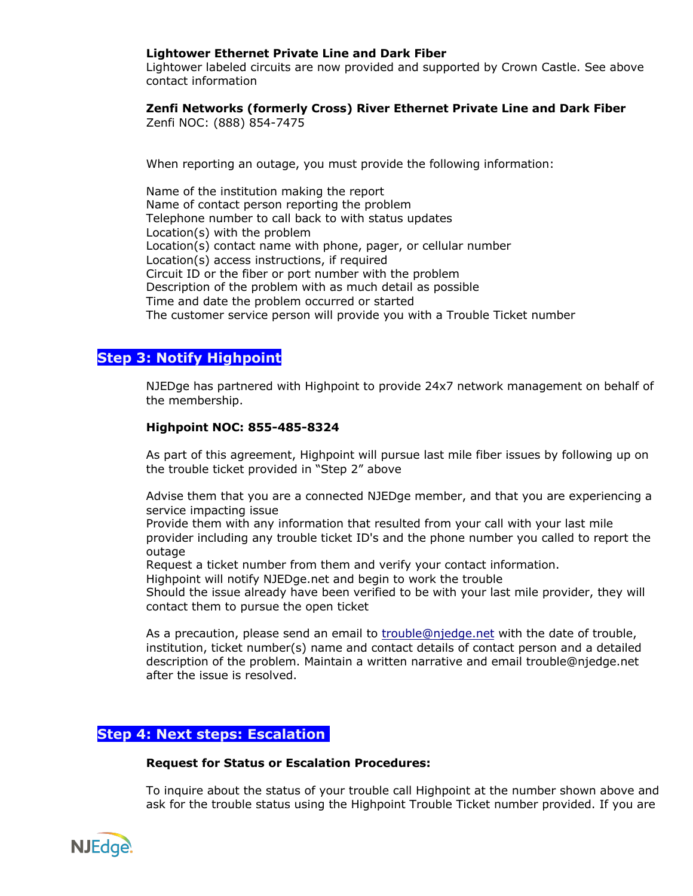**Lightower Ethernet Private Line and Dark Fiber**
Lightower labeled circuits are now provided and supported by Crown Castle. See above contact information

**Zenfi Networks (formerly Cross) River Ethernet Private Line and Dark Fiber**
Zenfi NOC: (888) 854-7475

When reporting an outage, you must provide the following information:

Name of the institution making the report
Name of contact person reporting the problem
Telephone number to call back to with status updates
Location(s) with the problem
Location(s) contact name with phone, pager, or cellular number
Location(s) access instructions, if required
Circuit ID or the fiber or port number with the problem
Description of the problem with as much detail as possible
Time and date the problem occurred or started
The customer service person will provide you with a Trouble Ticket number

## Step 3: Notify Highpoint

NJEDge has partnered with Highpoint to provide 24x7 network management on behalf of the membership.

**Highpoint NOC: 855-485-8324**

As part of this agreement, Highpoint will pursue last mile fiber issues by following up on the trouble ticket provided in "Step 2" above

Advise them that you are a connected NJEDge member, and that you are experiencing a service impacting issue
Provide them with any information that resulted from your call with your last mile provider including any trouble ticket ID's and the phone number you called to report the outage
Request a ticket number from them and verify your contact information.
Highpoint will notify NJEDge.net and begin to work the trouble
Should the issue already have been verified to be with your last mile provider, they will contact them to pursue the open ticket

As a precaution, please send an email to trouble@njedge.net with the date of trouble, institution, ticket number(s) name and contact details of contact person and a detailed description of the problem. Maintain a written narrative and email trouble@njedge.net after the issue is resolved.

## Step 4: Next steps: Escalation

**Request for Status or Escalation Procedures:**

To inquire about the status of your trouble call Highpoint at the number shown above and ask for the trouble status using the Highpoint Trouble Ticket number provided. If you are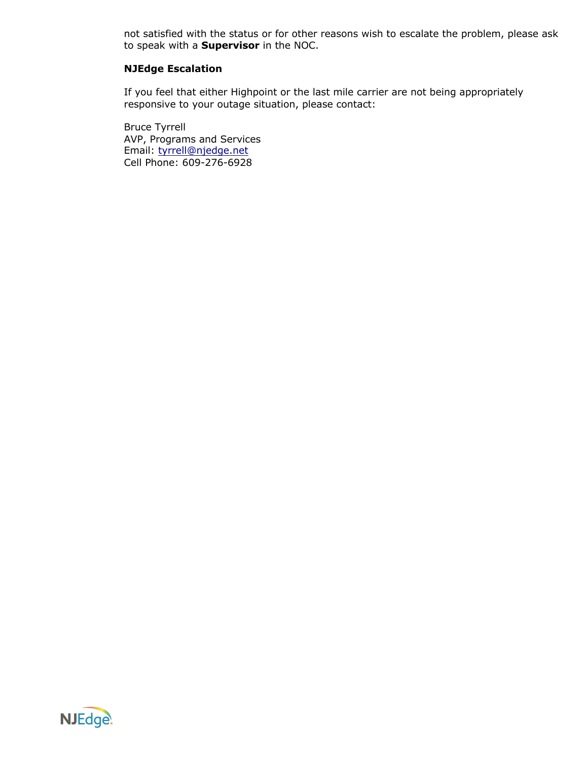not satisfied with the status or for other reasons wish to escalate the problem, please ask to speak with a **Supervisor** in the NOC.

**NJEdge Escalation**

If you feel that either Highpoint or the last mile carrier are not being appropriately responsive to your outage situation, please contact:

Bruce Tyrrell
AVP, Programs and Services
Email: tyrrell@njedge.net
Cell Phone: 609-276-6928